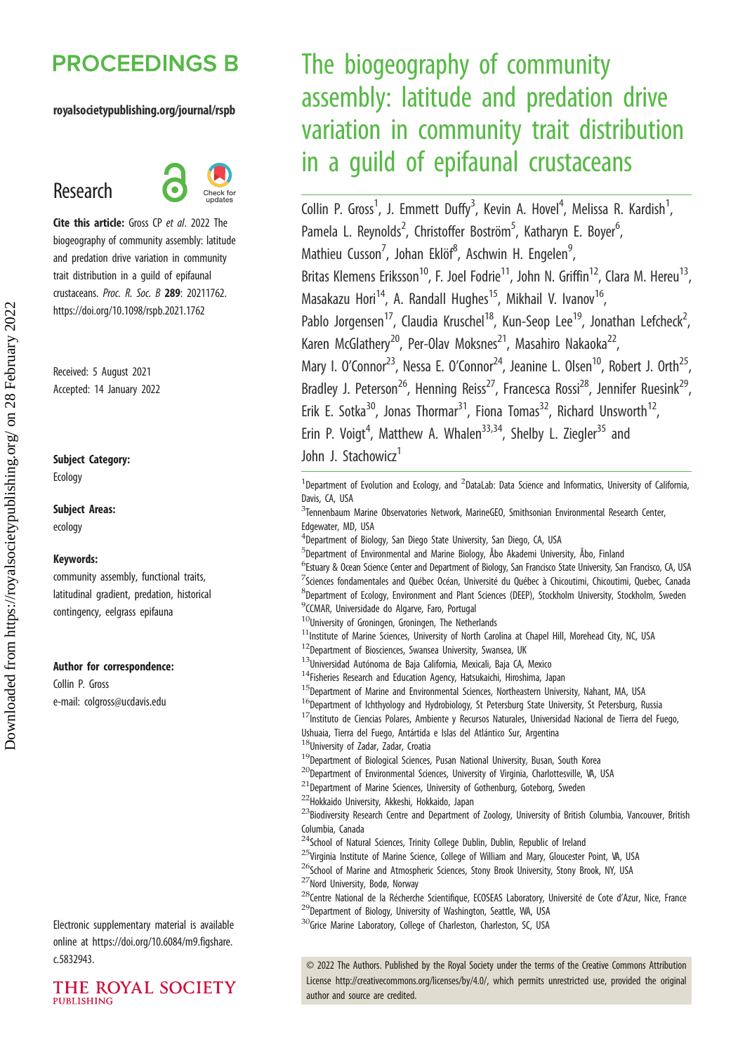# The biogeography of community assembly: latitude and predation drive variation in community trait distribution in a guild of epifaunal crustaceans

Collin P. Gross[1], J. Emmett Duffy[3], Kevin A. Hovel[4], Melissa R. Kardish[1], Pamela L. Reynolds[2], Christoffer Boström[5], Katharyn E. Boyer[6], Mathieu Cusson[7], Johan Eklöf[8], Aschwin H. Engelen[9], Britas Klemens Eriksson[10], F. Joel Fodrie[11], John N. Griffin[12], Clara M. Hereu[13], Masakazu Hori[14], A. Randall Hughes[15], Mikhail V. Ivanov[16], Pablo Jorgensen[17], Claudia Kruschel[18], Kun-Seop Lee[19], Jonathan Lefcheck[2], Karen McGlathery[20], Per-Olav Moksnes[21], Masahiro Nakaoka[22], Mary I. O'Connor[23], Nessa E. O'Connor[24], Jeanine L. Olsen[10], Robert J. Orth[25], Bradley J. Peterson[26], Henning Reiss[27], Francesca Rossi[28], Jennifer Ruesink[29], Erik E. Sotka[30], Jonas Thormar[31], Fiona Tomas[32], Richard Unsworth[12], Erin P. Voigt[4], Matthew A. Whalen[33,34], Shelby L. Ziegler[35] and John J. Stachowicz[1]

[1]Department of Evolution and Ecology, and [2]DataLab: Data Science and Informatics, University of California, Davis, CA, USA
[3]Tennenbaum Marine Observatories Network, MarineGEO, Smithsonian Environmental Research Center, Edgewater, MD, USA
[4]Department of Biology, San Diego State University, San Diego, CA, USA
[5]Department of Environmental and Marine Biology, Åbo Akademi University, Åbo, Finland
[6]Estuary & Ocean Science Center and Department of Biology, San Francisco State University, San Francisco, CA, USA
[7]Sciences fondamentales and Québec Océan, Université du Québec à Chicoutimi, Chicoutimi, Quebec, Canada
[8]Department of Ecology, Environment and Plant Sciences (DEEP), Stockholm University, Stockholm, Sweden
[9]CCMAR, Universidade do Algarve, Faro, Portugal
[10]University of Groningen, Groningen, The Netherlands
[11]Institute of Marine Sciences, University of North Carolina at Chapel Hill, Morehead City, NC, USA
[12]Department of Biosciences, Swansea University, Swansea, UK
[13]Universidad Autónoma de Baja California, Mexicali, Baja CA, Mexico
[14]Fisheries Research and Education Agency, Hatsukaichi, Hiroshima, Japan
[15]Department of Marine and Environmental Sciences, Northeastern University, Nahant, MA, USA
[16]Department of Ichthyology and Hydrobiology, St Petersburg State University, St Petersburg, Russia
[17]Instituto de Ciencias Polares, Ambiente y Recursos Naturales, Universidad Nacional de Tierra del Fuego, Ushuaia, Tierra del Fuego, Antártida e Islas del Atlántico Sur, Argentina
[18]University of Zadar, Zadar, Croatia
[19]Department of Biological Sciences, Pusan National University, Busan, South Korea
[20]Department of Environmental Sciences, University of Virginia, Charlottesville, VA, USA
[21]Department of Marine Sciences, University of Gothenburg, Goteborg, Sweden
[22]Hokkaido University, Akkeshi, Hokkaido, Japan
[23]Biodiversity Research Centre and Department of Zoology, University of British Columbia, Vancouver, British Columbia, Canada
[24]School of Natural Sciences, Trinity College Dublin, Dublin, Republic of Ireland
[25]Virginia Institute of Marine Science, College of William and Mary, Gloucester Point, VA, USA
[26]School of Marine and Atmospheric Sciences, Stony Brook University, Stony Brook, NY, USA
[27]Nord University, Bodø, Norway
[28]Centre National de la Récherche Scientifique, ECOSEAS Laboratory, Université de Cote d'Azur, Nice, France
[29]Department of Biology, University of Washington, Seattle, WA, USA
[30]Grice Marine Laboratory, College of Charleston, Charleston, SC, USA

**Research**

**Cite this article:** Gross CP *et al*. 2022 The biogeography of community assembly: latitude and predation drive variation in community trait distribution in a guild of epifaunal crustaceans. *Proc. R. Soc. B* **289**: 20211762. https://doi.org/10.1098/rspb.2021.1762

Received: 5 August 2021
Accepted: 14 January 2022

**Subject Category:**
Ecology

**Subject Areas:**
ecology

**Keywords:**
community assembly, functional traits, latitudinal gradient, predation, historical contingency, eelgrass epifauna

**Author for correspondence:**
Collin P. Gross
e-mail: colgross@ucdavis.edu

Electronic supplementary material is available online at https://doi.org/10.6084/m9.figshare.c.5832943.

© 2022 The Authors. Published by the Royal Society under the terms of the Creative Commons Attribution License http://creativecommons.org/licenses/by/4.0/, which permits unrestricted use, provided the original author and source are credited.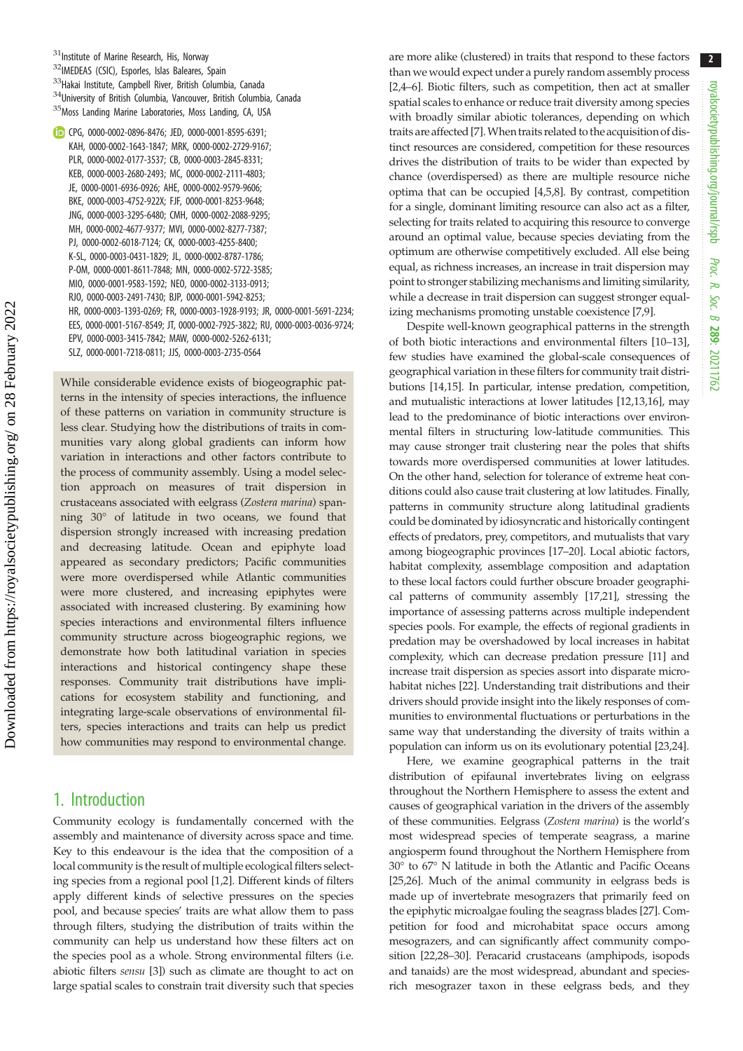[31]Institute of Marine Research, His, Norway
[32]IMEDEAS (CSIC), Esporles, Islas Baleares, Spain
[33]Hakai Institute, Campbell River, British Columbia, Canada
[34]University of British Columbia, Vancouver, British Columbia, Canada
[35]Moss Landing Marine Laboratories, Moss Landing, CA, USA

CPG, 0000-0002-0896-8476; JED, 0000-0001-8595-6391; KAH, 0000-0002-1643-1847; MRK, 0000-0002-2729-9167; PLR, 0000-0002-0177-3537; CB, 0000-0003-2845-8331; KEB, 0000-0003-2680-2493; MC, 0000-0002-2111-4803; JE, 0000-0001-6936-0926; AHE, 0000-0002-9579-9606; BKE, 0000-0003-4752-922X; FJF, 0000-0001-8253-9648; JNG, 0000-0003-3295-6480; CMH, 0000-0002-2088-9295; MH, 0000-0002-4677-9377; MVI, 0000-0002-8277-7387; PJ, 0000-0002-6018-7124; CK, 0000-0003-4255-8400; K-SL, 0000-0003-0431-1829; JL, 0000-0002-8787-1786; P-OM, 0000-0001-8611-7848; MN, 0000-0002-5722-3585; MIO, 0000-0001-9583-1592; NEO, 0000-0002-3133-0913; RJO, 0000-0003-2491-7430; BJP, 0000-0001-5942-8253; HR, 0000-0003-1393-0269; FR, 0000-0003-1928-9193; JR, 0000-0001-5691-2234; EES, 0000-0001-5167-8549; JT, 0000-0002-7925-3822; RU, 0000-0003-0036-9724; EPV, 0000-0003-3415-7842; MAW, 0000-0002-5262-6131; SLZ, 0000-0001-7218-0811; JJS, 0000-0003-2735-0564

While considerable evidence exists of biogeographic patterns in the intensity of species interactions, the influence of these patterns on variation in community structure is less clear. Studying how the distributions of traits in communities vary along global gradients can inform how variation in interactions and other factors contribute to the process of community assembly. Using a model selection approach on measures of trait dispersion in crustaceans associated with eelgrass (*Zostera marina*) spanning 30° of latitude in two oceans, we found that dispersion strongly increased with increasing predation and decreasing latitude. Ocean and epiphyte load appeared as secondary predictors; Pacific communities were more overdispersed while Atlantic communities were more clustered, and increasing epiphytes were associated with increased clustering. By examining how species interactions and environmental filters influence community structure across biogeographic regions, we demonstrate how both latitudinal variation in species interactions and historical contingency shape these responses. Community trait distributions have implications for ecosystem stability and functioning, and integrating large-scale observations of environmental filters, species interactions and traits can help us predict how communities may respond to environmental change.

## 1. Introduction

Community ecology is fundamentally concerned with the assembly and maintenance of diversity across space and time. Key to this endeavour is the idea that the composition of a local community is the result of multiple ecological filters selecting species from a regional pool [1,2]. Different kinds of filters apply different kinds of selective pressures on the species pool, and because species' traits are what allow them to pass through filters, studying the distribution of traits within the community can help us understand how these filters act on the species pool as a whole. Strong environmental filters (i.e. abiotic filters *sensu* [3]) such as climate are thought to act on large spatial scales to constrain trait diversity such that species are more alike (clustered) in traits that respond to these factors than we would expect under a purely random assembly process [2,4–6]. Biotic filters, such as competition, then act at smaller spatial scales to enhance or reduce trait diversity among species with broadly similar abiotic tolerances, depending on which traits are affected [7]. When traits related to the acquisition of distinct resources are considered, competition for these resources drives the distribution of traits to be wider than expected by chance (overdispersed) as there are multiple resource niche optima that can be occupied [4,5,8]. By contrast, competition for a single, dominant limiting resource can also act as a filter, selecting for traits related to acquiring this resource to converge around an optimal value, because species deviating from the optimum are otherwise competitively excluded. All else being equal, as richness increases, an increase in trait dispersion may point to stronger stabilizing mechanisms and limiting similarity, while a decrease in trait dispersion can suggest stronger equalizing mechanisms promoting unstable coexistence [7,9].

Despite well-known geographical patterns in the strength of both biotic interactions and environmental filters [10–13], few studies have examined the global-scale consequences of geographical variation in these filters for community trait distributions [14,15]. In particular, intense predation, competition, and mutualistic interactions at lower latitudes [12,13,16], may lead to the predominance of biotic interactions over environmental filters in structuring low-latitude communities. This may cause stronger trait clustering near the poles that shifts towards more overdispersed communities at lower latitudes. On the other hand, selection for tolerance of extreme heat conditions could also cause trait clustering at low latitudes. Finally, patterns in community structure along latitudinal gradients could be dominated by idiosyncratic and historically contingent effects of predators, prey, competitors, and mutualists that vary among biogeographic provinces [17–20]. Local abiotic factors, habitat complexity, assemblage composition and adaptation to these local factors could further obscure broader geographical patterns of community assembly [17,21], stressing the importance of assessing patterns across multiple independent species pools. For example, the effects of regional gradients in predation may be overshadowed by local increases in habitat complexity, which can decrease predation pressure [11] and increase trait dispersion as species assort into disparate microhabitat niches [22]. Understanding trait distributions and their drivers should provide insight into the likely responses of communities to environmental fluctuations or perturbations in the same way that understanding the diversity of traits within a population can inform us on its evolutionary potential [23,24].

Here, we examine geographical patterns in the trait distribution of epifaunal invertebrates living on eelgrass throughout the Northern Hemisphere to assess the extent and causes of geographical variation in the drivers of the assembly of these communities. Eelgrass (*Zostera marina*) is the world's most widespread species of temperate seagrass, a marine angiosperm found throughout the Northern Hemisphere from 30° to 67° N latitude in both the Atlantic and Pacific Oceans [25,26]. Much of the animal community in eelgrass beds is made up of invertebrate mesograzers that primarily feed on the epiphytic microalgae fouling the seagrass blades [27]. Competition for food and microhabitat space occurs among mesograzers, and can significantly affect community composition [22,28–30]. Peracarid crustaceans (amphipods, isopods and tanaids) are the most widespread, abundant and species-rich mesograzer taxon in these eelgrass beds, and they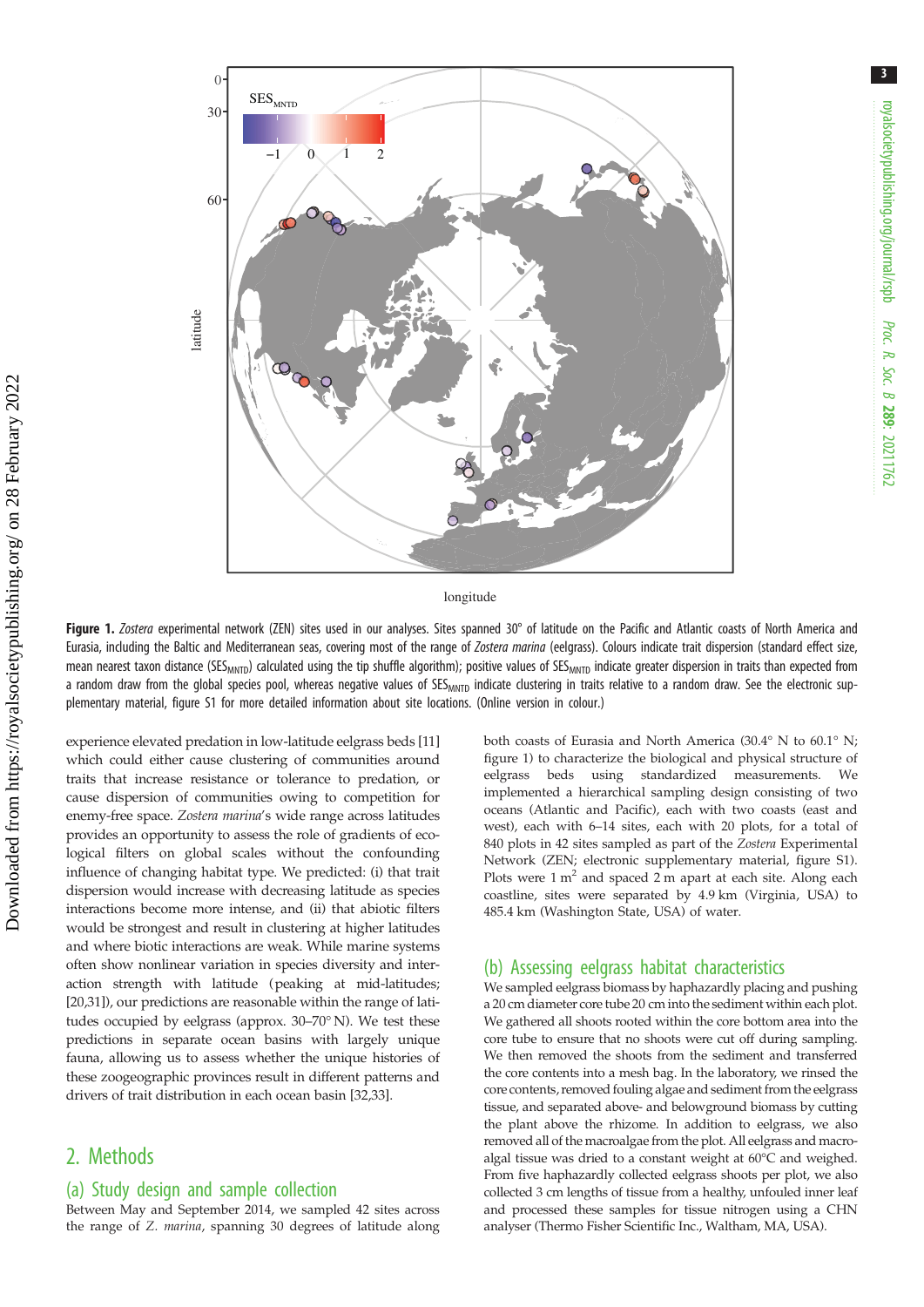**Figure 1.** *Zostera* experimental network (ZEN) sites used in our analyses. Sites spanned 30° of latitude on the Pacific and Atlantic coasts of North America and Eurasia, including the Baltic and Mediterranean seas, covering most of the range of *Zostera marina* (eelgrass). Colours indicate trait dispersion (standard effect size, mean nearest taxon distance ($SES_{MNTD}$) calculated using the tip shuffle algorithm); positive values of $SES_{MNTD}$ indicate greater dispersion in traits than expected from a random draw from the global species pool, whereas negative values of $SES_{MNTD}$ indicate clustering in traits relative to a random draw. See the electronic supplementary material, figure S1 for more detailed information about site locations. (Online version in colour.)

experience elevated predation in low-latitude eelgrass beds [11] which could either cause clustering of communities around traits that increase resistance or tolerance to predation, or cause dispersion of communities owing to competition for enemy-free space. *Zostera marina*'s wide range across latitudes provides an opportunity to assess the role of gradients of ecological filters on global scales without the confounding influence of changing habitat type. We predicted: (i) that trait dispersion would increase with decreasing latitude as species interactions become more intense, and (ii) that abiotic filters would be strongest and result in clustering at higher latitudes and where biotic interactions are weak. While marine systems often show nonlinear variation in species diversity and interaction strength with latitude (peaking at mid-latitudes; [20,31]), our predictions are reasonable within the range of latitudes occupied by eelgrass (approx. 30–70° N). We test these predictions in separate ocean basins with largely unique fauna, allowing us to assess whether the unique histories of these zoogeographic provinces result in different patterns and drivers of trait distribution in each ocean basin [32,33].

## 2. Methods

### (a) Study design and sample collection

Between May and September 2014, we sampled 42 sites across the range of *Z. marina*, spanning 30 degrees of latitude along both coasts of Eurasia and North America (30.4° N to 60.1° N; figure 1) to characterize the biological and physical structure of eelgrass beds using standardized measurements. We implemented a hierarchical sampling design consisting of two oceans (Atlantic and Pacific), each with two coasts (east and west), each with 6–14 sites, each with 20 plots, for a total of 840 plots in 42 sites sampled as part of the *Zostera* Experimental Network (ZEN; electronic supplementary material, figure S1). Plots were 1 $m^2$ and spaced 2 m apart at each site. Along each coastline, sites were separated by 4.9 km (Virginia, USA) to 485.4 km (Washington State, USA) of water.

### (b) Assessing eelgrass habitat characteristics

We sampled eelgrass biomass by haphazardly placing and pushing a 20 cm diameter core tube 20 cm into the sediment within each plot. We gathered all shoots rooted within the core bottom area into the core tube to ensure that no shoots were cut off during sampling. We then removed the shoots from the sediment and transferred the core contents into a mesh bag. In the laboratory, we rinsed the core contents, removed fouling algae and sediment from the eelgrass tissue, and separated above- and belowground biomass by cutting the plant above the rhizome. In addition to eelgrass, we also removed all of the macroalgae from the plot. All eelgrass and macroalgal tissue was dried to a constant weight at 60°C and weighed. From five haphazardly collected eelgrass shoots per plot, we also collected 3 cm lengths of tissue from a healthy, unfouled inner leaf and processed these samples for tissue nitrogen using a CHN analyser (Thermo Fisher Scientific Inc., Waltham, MA, USA).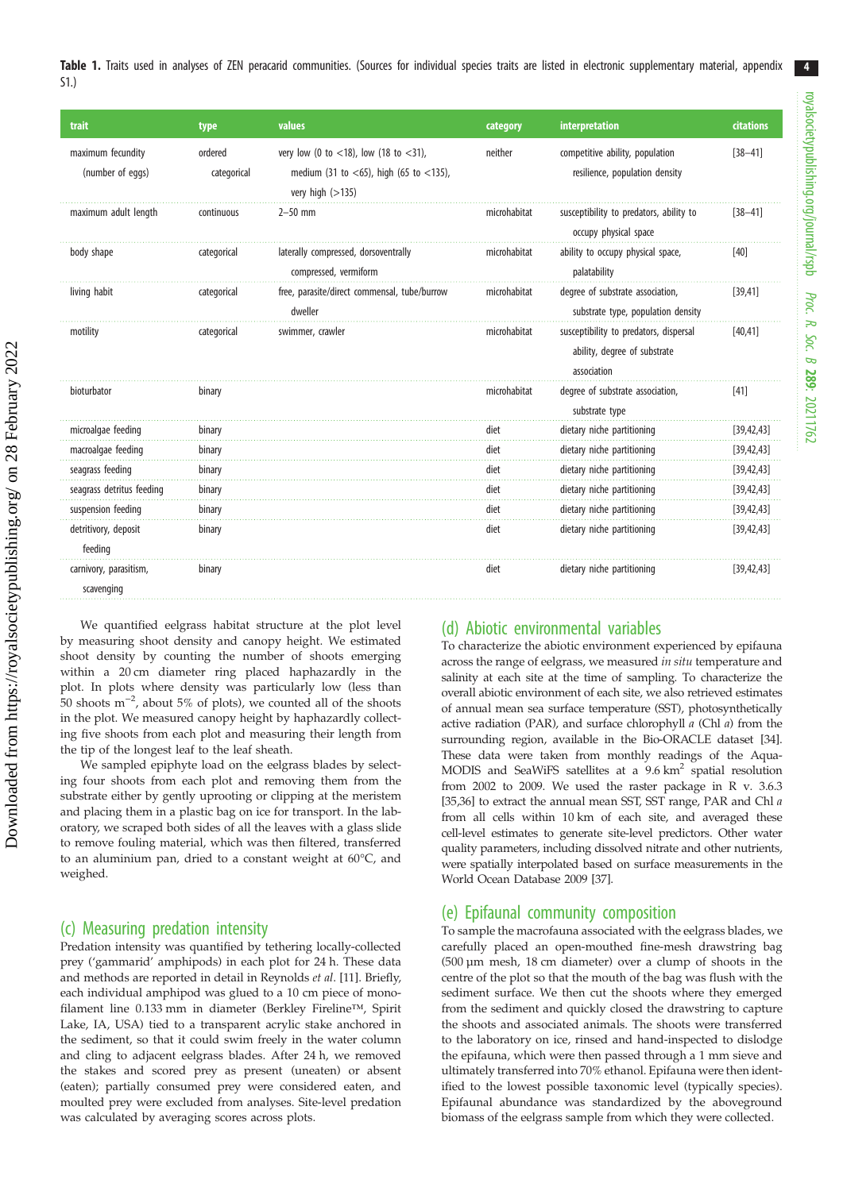**Table 1.** Traits used in analyses of ZEN peracarid communities. (Sources for individual species traits are listed in electronic supplementary material, appendix S1.)

| trait | type | values | category | interpretation | citations |
|---|---|---|---|---|---|
| maximum fecundity (number of eggs) | ordered categorical | very low (0 to <18), low (18 to <31), medium (31 to <65), high (65 to <135), very high (>135) | neither | competitive ability, population resilience, population density | [38–41] |
| maximum adult length | continuous | 2–50 mm | microhabitat | susceptibility to predators, ability to occupy physical space | [38–41] |
| body shape | categorical | laterally compressed, dorsoventrally compressed, vermiform | microhabitat | ability to occupy physical space, palatability | [40] |
| living habit | categorical | free, parasite/direct commensal, tube/burrow dweller | microhabitat | degree of substrate association, substrate type, population density | [39,41] |
| motility | categorical | swimmer, crawler | microhabitat | susceptibility to predators, dispersal ability, degree of substrate association | [40,41] |
| bioturbator | binary | | microhabitat | degree of substrate association, substrate type | [41] |
| microalgae feeding | binary | | diet | dietary niche partitioning | [39,42,43] |
| macroalgae feeding | binary | | diet | dietary niche partitioning | [39,42,43] |
| seagrass feeding | binary | | diet | dietary niche partitioning | [39,42,43] |
| seagrass detritus feeding | binary | | diet | dietary niche partitioning | [39,42,43] |
| suspension feeding | binary | | diet | dietary niche partitioning | [39,42,43] |
| detritivory, deposit feeding | binary | | diet | dietary niche partitioning | [39,42,43] |
| carnivory, parasitism, scavenging | binary | | diet | dietary niche partitioning | [39,42,43] |

We quantified eelgrass habitat structure at the plot level by measuring shoot density and canopy height. We estimated shoot density by counting the number of shoots emerging within a 20 cm diameter ring placed haphazardly in the plot. In plots where density was particularly low (less than 50 shoots m$^{-2}$, about 5% of plots), we counted all of the shoots in the plot. We measured canopy height by haphazardly collecting five shoots from each plot and measuring their length from the tip of the longest leaf to the leaf sheath.

We sampled epiphyte load on the eelgrass blades by selecting four shoots from each plot and removing them from the substrate either by gently uprooting or clipping at the meristem and placing them in a plastic bag on ice for transport. In the laboratory, we scraped both sides of all the leaves with a glass slide to remove fouling material, which was then filtered, transferred to an aluminium pan, dried to a constant weight at 60°C, and weighed.

## (c) Measuring predation intensity

Predation intensity was quantified by tethering locally-collected prey ('gammarid' amphipods) in each plot for 24 h. These data and methods are reported in detail in Reynolds *et al*. [11]. Briefly, each individual amphipod was glued to a 10 cm piece of monofilament line 0.133 mm in diameter (Berkley Fireline™, Spirit Lake, IA, USA) tied to a transparent acrylic stake anchored in the sediment, so that it could swim freely in the water column and cling to adjacent eelgrass blades. After 24 h, we removed the stakes and scored prey as present (uneaten) or absent (eaten); partially consumed prey were considered eaten, and moulted prey were excluded from analyses. Site-level predation was calculated by averaging scores across plots.

## (d) Abiotic environmental variables

To characterize the abiotic environment experienced by epifauna across the range of eelgrass, we measured *in situ* temperature and salinity at each site at the time of sampling. To characterize the overall abiotic environment of each site, we also retrieved estimates of annual mean sea surface temperature (SST), photosynthetically active radiation (PAR), and surface chlorophyll *a* (Chl *a*) from the surrounding region, available in the Bio-ORACLE dataset [34]. These data were taken from monthly readings of the Aqua-MODIS and SeaWiFS satellites at a 9.6 km$^2$ spatial resolution from 2002 to 2009. We used the raster package in R v. 3.6.3 [35,36] to extract the annual mean SST, SST range, PAR and Chl *a* from all cells within 10 km of each site, and averaged these cell-level estimates to generate site-level predictors. Other water quality parameters, including dissolved nitrate and other nutrients, were spatially interpolated based on surface measurements in the World Ocean Database 2009 [37].

## (e) Epifaunal community composition

To sample the macrofauna associated with the eelgrass blades, we carefully placed an open-mouthed fine-mesh drawstring bag (500 µm mesh, 18 cm diameter) over a clump of shoots in the centre of the plot so that the mouth of the bag was flush with the sediment surface. We then cut the shoots where they emerged from the sediment and quickly closed the drawstring to capture the shoots and associated animals. The shoots were transferred to the laboratory on ice, rinsed and hand-inspected to dislodge the epifauna, which were then passed through a 1 mm sieve and ultimately transferred into 70% ethanol. Epifauna were then identified to the lowest possible taxonomic level (typically species). Epifaunal abundance was standardized by the aboveground biomass of the eelgrass sample from which they were collected.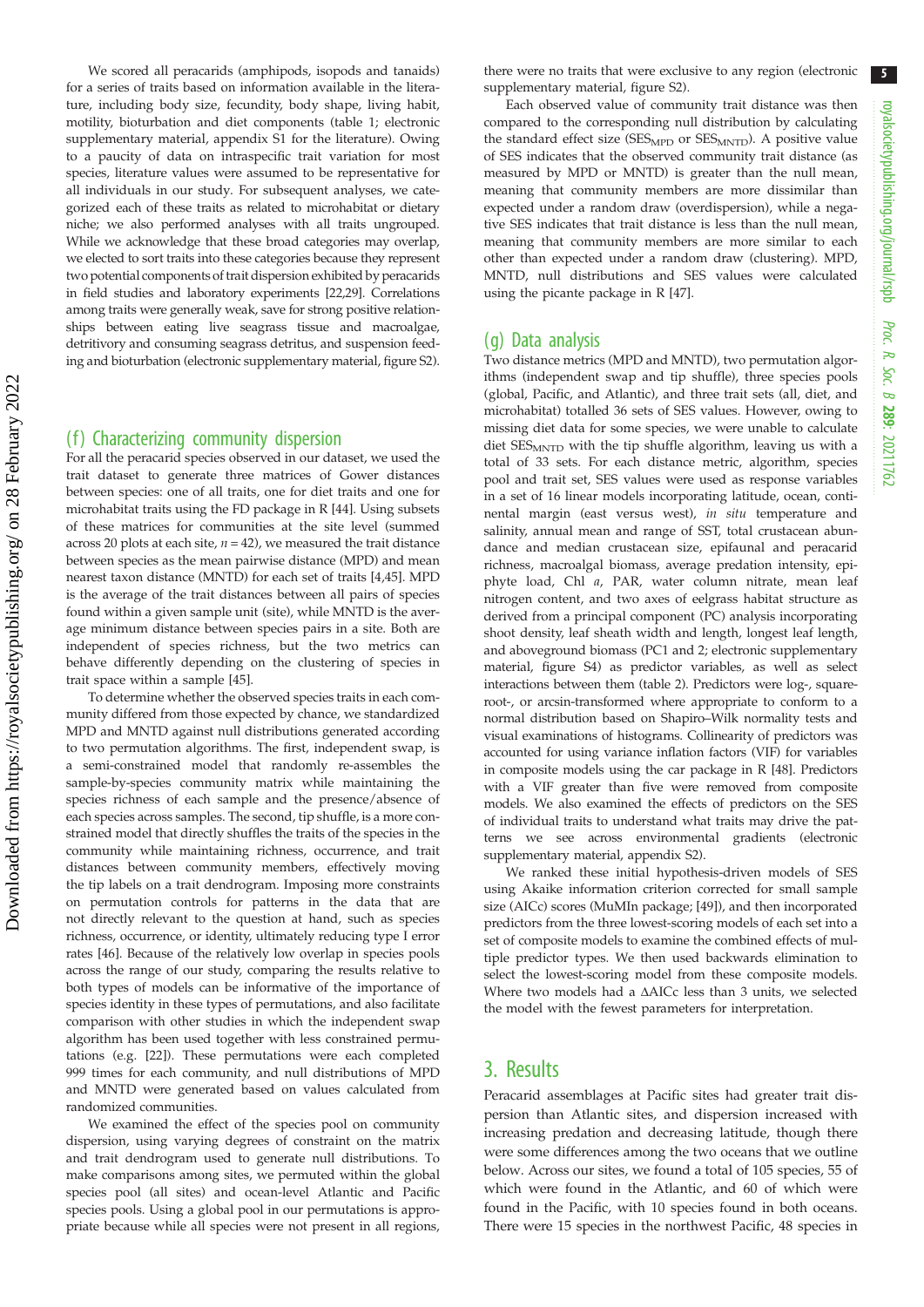We scored all peracarids (amphipods, isopods and tanaids) for a series of traits based on information available in the literature, including body size, fecundity, body shape, living habit, motility, bioturbation and diet components (table 1; electronic supplementary material, appendix S1 for the literature). Owing to a paucity of data on intraspecific trait variation for most species, literature values were assumed to be representative for all individuals in our study. For subsequent analyses, we categorized each of these traits as related to microhabitat or dietary niche; we also performed analyses with all traits ungrouped. While we acknowledge that these broad categories may overlap, we elected to sort traits into these categories because they represent two potential components of trait dispersion exhibited by peracarids in field studies and laboratory experiments [22,29]. Correlations among traits were generally weak, save for strong positive relationships between eating live seagrass tissue and macroalgae, detritivory and consuming seagrass detritus, and suspension feeding and bioturbation (electronic supplementary material, figure S2).

## (f) Characterizing community dispersion

For all the peracarid species observed in our dataset, we used the trait dataset to generate three matrices of Gower distances between species: one of all traits, one for diet traits and one for microhabitat traits using the FD package in R [44]. Using subsets of these matrices for communities at the site level (summed across 20 plots at each site, $n = 42$), we measured the trait distance between species as the mean pairwise distance (MPD) and mean nearest taxon distance (MNTD) for each set of traits [4,45]. MPD is the average of the trait distances between all pairs of species found within a given sample unit (site), while MNTD is the average minimum distance between species pairs in a site. Both are independent of species richness, but the two metrics can behave differently depending on the clustering of species in trait space within a sample [45].

To determine whether the observed species traits in each community differed from those expected by chance, we standardized MPD and MNTD against null distributions generated according to two permutation algorithms. The first, independent swap, is a semi-constrained model that randomly re-assembles the sample-by-species community matrix while maintaining the species richness of each sample and the presence/absence of each species across samples. The second, tip shuffle, is a more constrained model that directly shuffles the traits of the species in the community while maintaining richness, occurrence, and trait distances between community members, effectively moving the tip labels on a trait dendrogram. Imposing more constraints on permutation controls for patterns in the data that are not directly relevant to the question at hand, such as species richness, occurrence, or identity, ultimately reducing type I error rates [46]. Because of the relatively low overlap in species pools across the range of our study, comparing the results relative to both types of models can be informative of the importance of species identity in these types of permutations, and also facilitate comparison with other studies in which the independent swap algorithm has been used together with less constrained permutations (e.g. [22]). These permutations were each completed 999 times for each community, and null distributions of MPD and MNTD were generated based on values calculated from randomized communities.

We examined the effect of the species pool on community dispersion, using varying degrees of constraint on the matrix and trait dendrogram used to generate null distributions. To make comparisons among sites, we permuted within the global species pool (all sites) and ocean-level Atlantic and Pacific species pools. Using a global pool in our permutations is appropriate because while all species were not present in all regions, there were no traits that were exclusive to any region (electronic supplementary material, figure S2).

Each observed value of community trait distance was then compared to the corresponding null distribution by calculating the standard effect size ($SES_{MPD}$ or $SES_{MNTD}$). A positive value of SES indicates that the observed community trait distance (as measured by MPD or MNTD) is greater than the null mean, meaning that community members are more dissimilar than expected under a random draw (overdispersion), while a negative SES indicates that trait distance is less than the null mean, meaning that community members are more similar to each other than expected under a random draw (clustering). MPD, MNTD, null distributions and SES values were calculated using the picante package in R [47].

## (g) Data analysis

Two distance metrics (MPD and MNTD), two permutation algorithms (independent swap and tip shuffle), three species pools (global, Pacific, and Atlantic), and three trait sets (all, diet, and microhabitat) totalled 36 sets of SES values. However, owing to missing diet data for some species, we were unable to calculate diet $SES_{MNTD}$ with the tip shuffle algorithm, leaving us with a total of 33 sets. For each distance metric, algorithm, species pool and trait set, SES values were used as response variables in a set of 16 linear models incorporating latitude, ocean, continental margin (east versus west), *in situ* temperature and salinity, annual mean and range of SST, total crustacean abundance and median crustacean size, epifaunal and peracarid richness, macroalgal biomass, average predation intensity, epiphyte load, Chl *a*, PAR, water column nitrate, mean leaf nitrogen content, and two axes of eelgrass habitat structure as derived from a principal component (PC) analysis incorporating shoot density, leaf sheath width and length, longest leaf length, and aboveground biomass (PC1 and 2; electronic supplementary material, figure S4) as predictor variables, as well as select interactions between them (table 2). Predictors were log-, square-root-, or arcsin-transformed where appropriate to conform to a normal distribution based on Shapiro–Wilk normality tests and visual examinations of histograms. Collinearity of predictors was accounted for using variance inflation factors (VIF) for variables in composite models using the car package in R [48]. Predictors with a VIF greater than five were removed from composite models. We also examined the effects of predictors on the SES of individual traits to understand what traits may drive the patterns we see across environmental gradients (electronic supplementary material, appendix S2).

We ranked these initial hypothesis-driven models of SES using Akaike information criterion corrected for small sample size (AICc) scores (MuMIn package; [49]), and then incorporated predictors from the three lowest-scoring models of each set into a set of composite models to examine the combined effects of multiple predictor types. We then used backwards elimination to select the lowest-scoring model from these composite models. Where two models had a ΔAICc less than 3 units, we selected the model with the fewest parameters for interpretation.

# 3. Results

Peracarid assemblages at Pacific sites had greater trait dispersion than Atlantic sites, and dispersion increased with increasing predation and decreasing latitude, though there were some differences among the two oceans that we outline below. Across our sites, we found a total of 105 species, 55 of which were found in the Atlantic, and 60 of which were found in the Pacific, with 10 species found in both oceans. There were 15 species in the northwest Pacific, 48 species in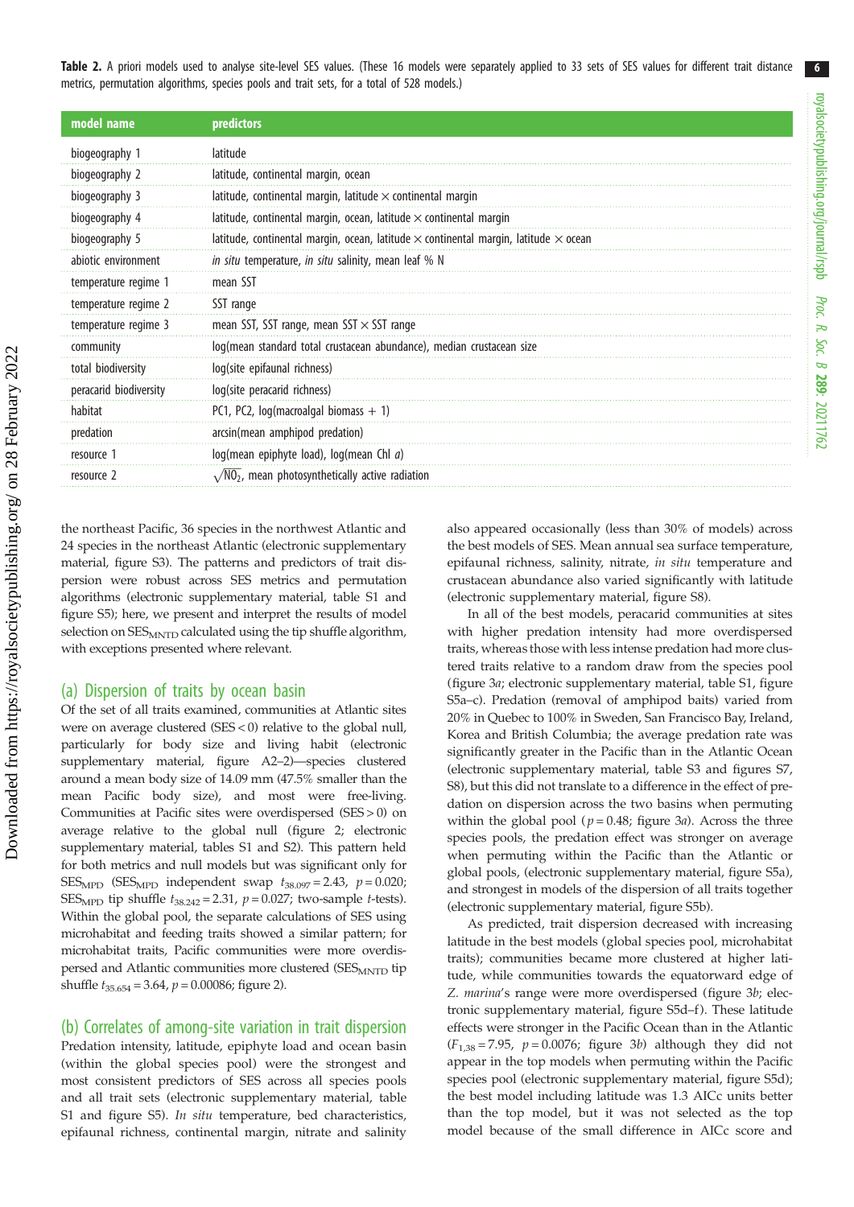**Table 2.** A priori models used to analyse site-level SES values. (These 16 models were separately applied to 33 sets of SES values for different trait distance metrics, permutation algorithms, species pools and trait sets, for a total of 528 models.)

| model name | predictors |
|---|---|
| biogeography 1 | latitude |
| biogeography 2 | latitude, continental margin, ocean |
| biogeography 3 | latitude, continental margin, latitude × continental margin |
| biogeography 4 | latitude, continental margin, ocean, latitude × continental margin |
| biogeography 5 | latitude, continental margin, ocean, latitude × continental margin, latitude × ocean |
| abiotic environment | *in situ* temperature, *in situ* salinity, mean leaf % N |
| temperature regime 1 | mean SST |
| temperature regime 2 | SST range |
| temperature regime 3 | mean SST, SST range, mean SST × SST range |
| community | log(mean standard total crustacean abundance), median crustacean size |
| total biodiversity | log(site epifaunal richness) |
| peracarid biodiversity | log(site peracarid richness) |
| habitat | PC1, PC2, log(macroalgal biomass + 1) |
| predation | arcsin(mean amphipod predation) |
| resource 1 | log(mean epiphyte load), log(mean Chl *a*) |
| resource 2 | $\sqrt{NO_2}$, mean photosynthetically active radiation |

the northeast Pacific, 36 species in the northwest Atlantic and 24 species in the northeast Atlantic (electronic supplementary material, figure S3). The patterns and predictors of trait dispersion were robust across SES metrics and permutation algorithms (electronic supplementary material, table S1 and figure S5); here, we present and interpret the results of model selection on $SES_{MNTD}$ calculated using the tip shuffle algorithm, with exceptions presented where relevant.

## (a) Dispersion of traits by ocean basin

Of the set of all traits examined, communities at Atlantic sites were on average clustered (SES < 0) relative to the global null, particularly for body size and living habit (electronic supplementary material, figure A2–2)—species clustered around a mean body size of 14.09 mm (47.5% smaller than the mean Pacific body size), and most were free-living. Communities at Pacific sites were overdispersed (SES > 0) on average relative to the global null (figure 2; electronic supplementary material, tables S1 and S2). This pattern held for both metrics and null models but was significant only for $SES_{MPD}$ ($SES_{MPD}$ independent swap $t_{38.097} = 2.43$, $p = 0.020$; $SES_{MPD}$ tip shuffle $t_{38.242} = 2.31$, $p = 0.027$; two-sample *t*-tests). Within the global pool, the separate calculations of SES using microhabitat and feeding traits showed a similar pattern; for microhabitat traits, Pacific communities were more overdispersed and Atlantic communities more clustered ($SES_{MNTD}$ tip shuffle $t_{35.654} = 3.64$, $p = 0.00086$; figure 2).

## (b) Correlates of among-site variation in trait dispersion

Predation intensity, latitude, epiphyte load and ocean basin (within the global species pool) were the strongest and most consistent predictors of SES across all species pools and all trait sets (electronic supplementary material, table S1 and figure S5). *In situ* temperature, bed characteristics, epifaunal richness, continental margin, nitrate and salinity also appeared occasionally (less than 30% of models) across the best models of SES. Mean annual sea surface temperature, epifaunal richness, salinity, nitrate, *in situ* temperature and crustacean abundance also varied significantly with latitude (electronic supplementary material, figure S8).

In all of the best models, peracarid communities at sites with higher predation intensity had more overdispersed traits, whereas those with less intense predation had more clustered traits relative to a random draw from the species pool (figure 3*a*; electronic supplementary material, table S1, figure S5a–c). Predation (removal of amphipod baits) varied from 20% in Quebec to 100% in Sweden, San Francisco Bay, Ireland, Korea and British Columbia; the average predation rate was significantly greater in the Pacific than in the Atlantic Ocean (electronic supplementary material, table S3 and figures S7, S8), but this did not translate to a difference in the effect of predation on dispersion across the two basins when permuting within the global pool ($p = 0.48$; figure 3*a*). Across the three species pools, the predation effect was stronger on average when permuting within the Pacific than the Atlantic or global pools, (electronic supplementary material, figure S5a), and strongest in models of the dispersion of all traits together (electronic supplementary material, figure S5b).

As predicted, trait dispersion decreased with increasing latitude in the best models (global species pool, microhabitat traits); communities became more clustered at higher latitude, while communities towards the equatorward edge of *Z. marina*'s range were more overdispersed (figure 3*b*; electronic supplementary material, figure S5d–f). These latitude effects were stronger in the Pacific Ocean than in the Atlantic ($F_{1,38} = 7.95$, $p = 0.0076$; figure 3*b*) although they did not appear in the top models when permuting within the Pacific species pool (electronic supplementary material, figure S5d); the best model including latitude was 1.3 AICc units better than the top model, but it was not selected as the top model because of the small difference in AICc score and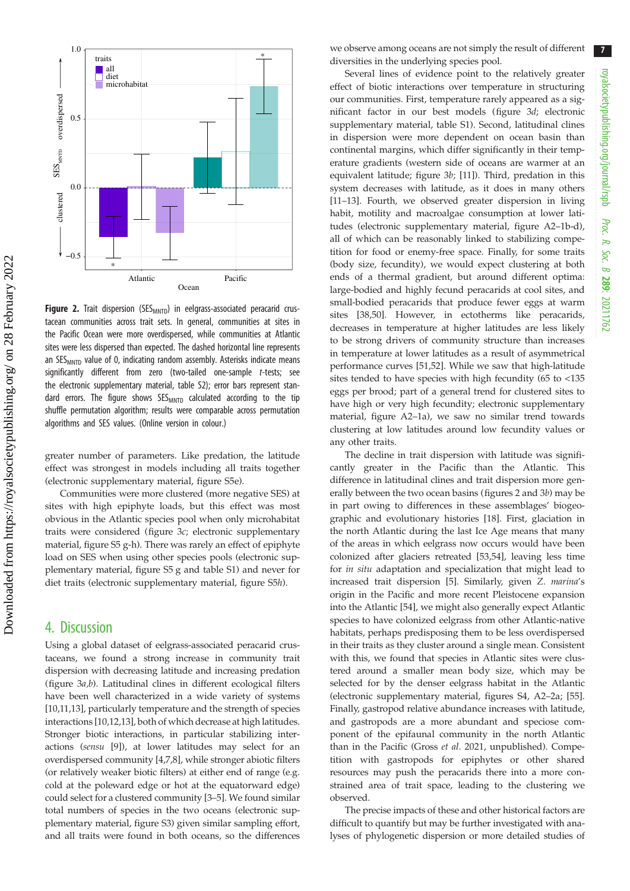**Figure 2.** Trait dispersion ($SES_{MNTD}$) in eelgrass-associated peracarid crustacean communities across trait sets. In general, communities at sites in the Pacific Ocean were more overdispersed, while communities at Atlantic sites were less dispersed than expected. The dashed horizontal line represents an $SES_{MNTD}$ value of 0, indicating random assembly. Asterisks indicate means significantly different from zero (two-tailed one-sample *t*-tests; see the electronic supplementary material, table S2); error bars represent standard errors. The figure shows $SES_{MNTD}$ calculated according to the tip shuffle permutation algorithm; results were comparable across permutation algorithms and SES values. (Online version in colour.)

greater number of parameters. Like predation, the latitude effect was strongest in models including all traits together (electronic supplementary material, figure S5e).

Communities were more clustered (more negative SES) at sites with high epiphyte loads, but this effect was most obvious in the Atlantic species pool when only microhabitat traits were considered (figure 3*c*; electronic supplementary material, figure S5 g-h). There was rarely an effect of epiphyte load on SES when using other species pools (electronic supplementary material, figure S5 g and table S1) and never for diet traits (electronic supplementary material, figure S5*h*).

## 4. Discussion

Using a global dataset of eelgrass-associated peracarid crustaceans, we found a strong increase in community trait dispersion with decreasing latitude and increasing predation (figure 3*a,b*). Latitudinal clines in different ecological filters have been well characterized in a wide variety of systems [10,11,13], particularly temperature and the strength of species interactions [10,12,13], both of which decrease at high latitudes. Stronger biotic interactions, in particular stabilizing interactions (*sensu* [9]), at lower latitudes may select for an overdispersed community [4,7,8], while stronger abiotic filters (or relatively weaker biotic filters) at either end of range (e.g. cold at the poleward edge or hot at the equatorward edge) could select for a clustered community [3–5]. We found similar total numbers of species in the two oceans (electronic supplementary material, figure S3) given similar sampling effort, and all traits were found in both oceans, so the differences we observe among oceans are not simply the result of different diversities in the underlying species pool.

Several lines of evidence point to the relatively greater effect of biotic interactions over temperature in structuring our communities. First, temperature rarely appeared as a significant factor in our best models (figure 3*d*; electronic supplementary material, table S1). Second, latitudinal clines in dispersion were more dependent on ocean basin than continental margins, which differ significantly in their temperature gradients (western side of oceans are warmer at an equivalent latitude; figure 3*b*; [11]). Third, predation in this system decreases with latitude, as it does in many others [11–13]. Fourth, we observed greater dispersion in living habit, motility and macroalgae consumption at lower latitudes (electronic supplementary material, figure A2–1b-d), all of which can be reasonably linked to stabilizing competition for food or enemy-free space. Finally, for some traits (body size, fecundity), we would expect clustering at both ends of a thermal gradient, but around different optima: large-bodied and highly fecund peracarids at cool sites, and small-bodied peracarids that produce fewer eggs at warm sites [38,50]. However, in ectotherms like peracarids, decreases in temperature at higher latitudes are less likely to be strong drivers of community structure than increases in temperature at lower latitudes as a result of asymmetrical performance curves [51,52]. While we saw that high-latitude sites tended to have species with high fecundity (65 to <135 eggs per brood; part of a general trend for clustered sites to have high or very high fecundity; electronic supplementary material, figure A2–1a), we saw no similar trend towards clustering at low latitudes around low fecundity values or any other traits.

The decline in trait dispersion with latitude was significantly greater in the Pacific than the Atlantic. This difference in latitudinal clines and trait dispersion more generally between the two ocean basins (figures 2 and 3*b*) may be in part owing to differences in these assemblages' biogeographic and evolutionary histories [18]. First, glaciation in the north Atlantic during the last Ice Age means that many of the areas in which eelgrass now occurs would have been colonized after glaciers retreated [53,54], leaving less time for *in situ* adaptation and specialization that might lead to increased trait dispersion [5]. Similarly, given *Z. marina*'s origin in the Pacific and more recent Pleistocene expansion into the Atlantic [54], we might also generally expect Atlantic species to have colonized eelgrass from other Atlantic-native habitats, perhaps predisposing them to be less overdispersed in their traits as they cluster around a single mean. Consistent with this, we found that species in Atlantic sites were clustered around a smaller mean body size, which may be selected for by the denser eelgrass habitat in the Atlantic (electronic supplementary material, figures S4, A2–2a; [55]. Finally, gastropod relative abundance increases with latitude, and gastropods are a more abundant and speciose component of the epifaunal community in the north Atlantic than in the Pacific (Gross *et al.* 2021, unpublished). Competition with gastropods for epiphytes or other shared resources may push the peracarids there into a more constrained area of trait space, leading to the clustering we observed.

The precise impacts of these and other historical factors are difficult to quantify but may be further investigated with analyses of phylogenetic dispersion or more detailed studies of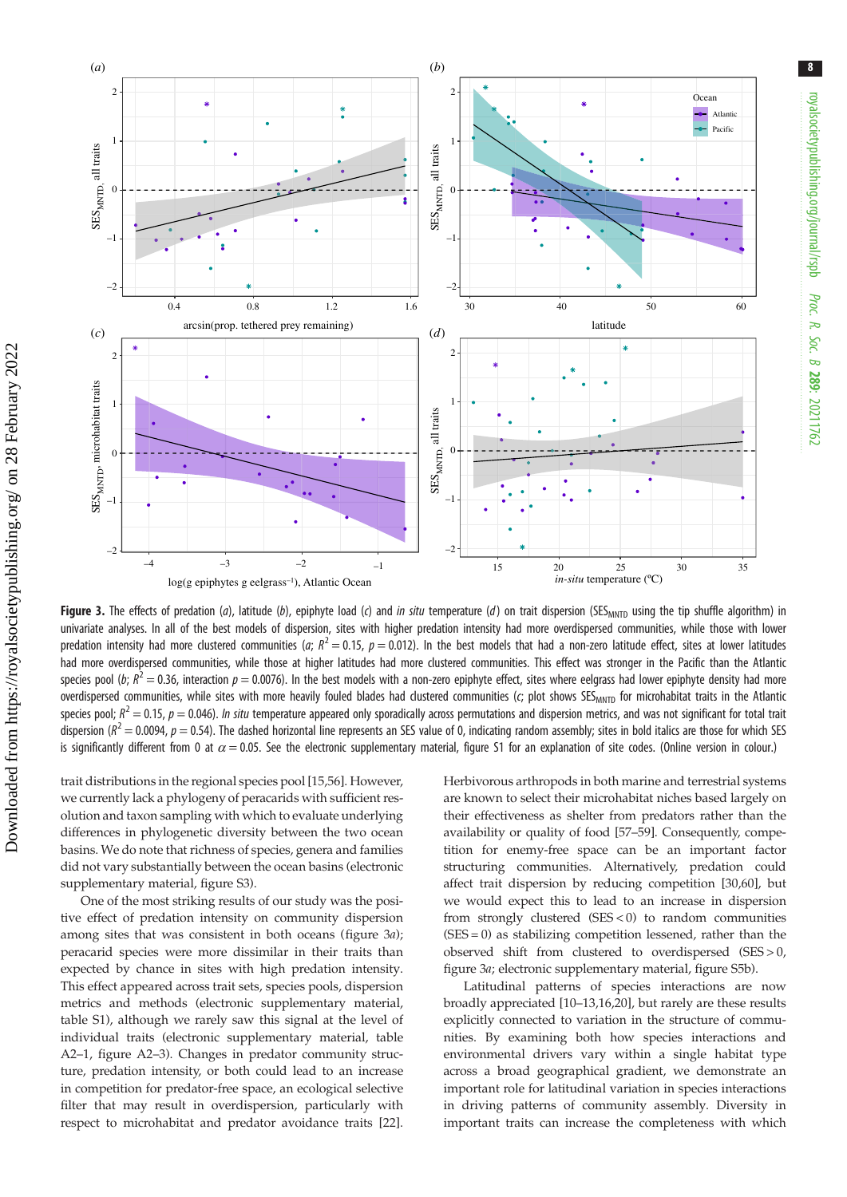**Figure 3.** The effects of predation (*a*), latitude (*b*), epiphyte load (*c*) and *in situ* temperature (*d*) on trait dispersion ($SES_{MNTD}$ using the tip shuffle algorithm) in univariate analyses. In all of the best models of dispersion, sites with higher predation intensity had more overdispersed communities, while those with lower predation intensity had more clustered communities (*a*; $R^2 = 0.15$, $p = 0.012$). In the best models that had a non-zero latitude effect, sites at lower latitudes had more overdispersed communities, while those at higher latitudes had more clustered communities. This effect was stronger in the Pacific than the Atlantic species pool (*b*; $R^2 = 0.36$, interaction $p = 0.0076$). In the best models with a non-zero epiphyte effect, sites where eelgrass had lower epiphyte density had more overdispersed communities, while sites with more heavily fouled blades had clustered communities (*c*; plot shows $SES_{MNTD}$ for microhabitat traits in the Atlantic species pool; $R^2 = 0.15$, $p = 0.046$). *In situ* temperature appeared only sporadically across permutations and dispersion metrics, and was not significant for total trait dispersion ($R^2 = 0.0094$, $p = 0.54$). The dashed horizontal line represents an SES value of 0, indicating random assembly; sites in bold italics are those for which SES is significantly different from 0 at $\alpha = 0.05$. See the electronic supplementary material, figure S1 for an explanation of site codes. (Online version in colour.)

trait distributions in the regional species pool [15,56]. However, we currently lack a phylogeny of peracarids with sufficient resolution and taxon sampling with which to evaluate underlying differences in phylogenetic diversity between the two ocean basins. We do note that richness of species, genera and families did not vary substantially between the ocean basins (electronic supplementary material, figure S3).

One of the most striking results of our study was the positive effect of predation intensity on community dispersion among sites that was consistent in both oceans (figure 3*a*); peracarid species were more dissimilar in their traits than expected by chance in sites with high predation intensity. This effect appeared across trait sets, species pools, dispersion metrics and methods (electronic supplementary material, table S1), although we rarely saw this signal at the level of individual traits (electronic supplementary material, table A2–1, figure A2–3). Changes in predator community structure, predation intensity, or both could lead to an increase in competition for predator-free space, an ecological selective filter that may result in overdispersion, particularly with respect to microhabitat and predator avoidance traits [22]. Herbivorous arthropods in both marine and terrestrial systems are known to select their microhabitat niches based largely on their effectiveness as shelter from predators rather than the availability or quality of food [57–59]. Consequently, competition for enemy-free space can be an important factor structuring communities. Alternatively, predation could affect trait dispersion by reducing competition [30,60], but we would expect this to lead to an increase in dispersion from strongly clustered (SES < 0) to random communities (SES = 0) as stabilizing competition lessened, rather than the observed shift from clustered to overdispersed (SES > 0, figure 3*a*; electronic supplementary material, figure S5b).

Latitudinal patterns of species interactions are now broadly appreciated [10–13,16,20], but rarely are these results explicitly connected to variation in the structure of communities. By examining both how species interactions and environmental drivers vary within a single habitat type across a broad geographical gradient, we demonstrate an important role for latitudinal variation in species interactions in driving patterns of community assembly. Diversity in important traits can increase the completeness with which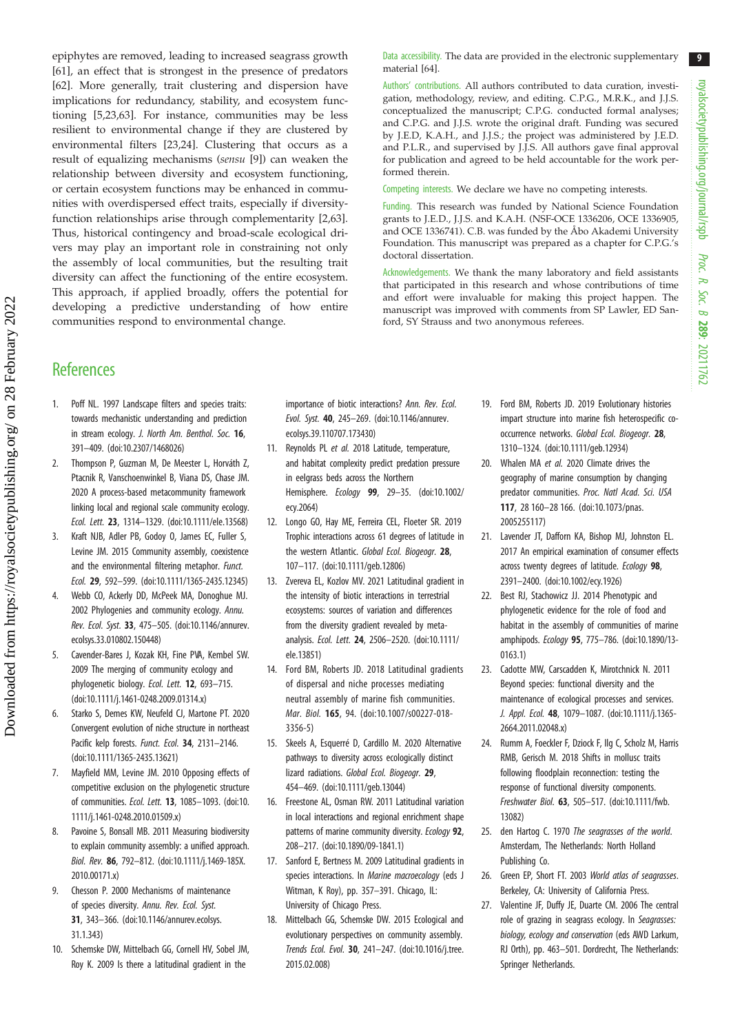epiphytes are removed, leading to increased seagrass growth [61], an effect that is strongest in the presence of predators [62]. More generally, trait clustering and dispersion have implications for redundancy, stability, and ecosystem functioning [5,23,63]. For instance, communities may be less resilient to environmental change if they are clustered by environmental filters [23,24]. Clustering that occurs as a result of equalizing mechanisms (*sensu* [9]) can weaken the relationship between diversity and ecosystem functioning, or certain ecosystem functions may be enhanced in communities with overdispersed effect traits, especially if diversity-function relationships arise through complementarity [2,63]. Thus, historical contingency and broad-scale ecological drivers may play an important role in constraining not only the assembly of local communities, but the resulting trait diversity can affect the functioning of the entire ecosystem. This approach, if applied broadly, offers the potential for developing a predictive understanding of how entire communities respond to environmental change.

Data accessibility. The data are provided in the electronic supplementary material [64].

Authors' contributions. All authors contributed to data curation, investigation, methodology, review, and editing. C.P.G., M.R.K., and J.J.S. conceptualized the manuscript; C.P.G. conducted formal analyses; and C.P.G. and J.J.S. wrote the original draft. Funding was secured by J.E.D, K.A.H., and J.J.S.; the project was administered by J.E.D. and P.L.R., and supervised by J.J.S. All authors gave final approval for publication and agreed to be held accountable for the work performed therein.

Competing interests. We declare we have no competing interests.

Funding. This research was funded by National Science Foundation grants to J.E.D., J.J.S. and K.A.H. (NSF-OCE 1336206, OCE 1336905, and OCE 1336741). C.B. was funded by the Åbo Akademi University Foundation. This manuscript was prepared as a chapter for C.P.G.'s doctoral dissertation.

Acknowledgements. We thank the many laboratory and field assistants that participated in this research and whose contributions of time and effort were invaluable for making this project happen. The manuscript was improved with comments from SP Lawler, ED Sanford, SY Strauss and two anonymous referees.

## References

1. Poff NL. 1997 Landscape filters and species traits: towards mechanistic understanding and prediction in stream ecology. *J. North Am. Benthol. Soc.* **16**, 391–409. (doi:10.2307/1468026)
2. Thompson P, Guzman M, De Meester L, Horváth Z, Ptacnik R, Vanschoenwinkel B, Viana DS, Chase JM. 2020 A process-based metacommunity framework linking local and regional scale community ecology. *Ecol. Lett.* **23**, 1314–1329. (doi:10.1111/ele.13568)
3. Kraft NJB, Adler PB, Godoy O, James EC, Fuller S, Levine JM. 2015 Community assembly, coexistence and the environmental filtering metaphor. *Funct. Ecol.* **29**, 592–599. (doi:10.1111/1365-2435.12345)
4. Webb CO, Ackerly DD, McPeek MA, Donoghue MJ. 2002 Phylogenies and community ecology. *Annu. Rev. Ecol. Syst.* **33**, 475–505. (doi:10.1146/annurev.ecolsys.33.010802.150448)
5. Cavender-Bares J, Kozak KH, Fine PVA, Kembel SW. 2009 The merging of community ecology and phylogenetic biology. *Ecol. Lett.* **12**, 693–715. (doi:10.1111/j.1461-0248.2009.01314.x)
6. Starko S, Demes KW, Neufeld CJ, Martone PT. 2020 Convergent evolution of niche structure in northeast Pacific kelp forests. *Funct. Ecol.* **34**, 2131–2146. (doi:10.1111/1365-2435.13621)
7. Mayfield MM, Levine JM. 2010 Opposing effects of competitive exclusion on the phylogenetic structure of communities. *Ecol. Lett.* **13**, 1085–1093. (doi:10.1111/j.1461-0248.2010.01509.x)
8. Pavoine S, Bonsall MB. 2011 Measuring biodiversity to explain community assembly: a unified approach. *Biol. Rev.* **86**, 792–812. (doi:10.1111/j.1469-185X.2010.00171.x)
9. Chesson P. 2000 Mechanisms of maintenance of species diversity. *Annu. Rev. Ecol. Syst.* **31**, 343–366. (doi:10.1146/annurev.ecolsys.31.1.343)
10. Schemske DW, Mittelbach GG, Cornell HV, Sobel JM, Roy K. 2009 Is there a latitudinal gradient in the importance of biotic interactions? *Ann. Rev. Ecol. Evol. Syst.* **40**, 245–269. (doi:10.1146/annurev.ecolsys.39.110707.173430)
11. Reynolds PL *et al.* 2018 Latitude, temperature, and habitat complexity predict predation pressure in eelgrass beds across the Northern Hemisphere. *Ecology* **99**, 29–35. (doi:10.1002/ecy.2064)
12. Longo GO, Hay ME, Ferreira CEL, Floeter SR. 2019 Trophic interactions across 61 degrees of latitude in the western Atlantic. *Global Ecol. Biogeogr.* **28**, 107–117. (doi:10.1111/geb.12806)
13. Zvereva EL, Kozlov MV. 2021 Latitudinal gradient in the intensity of biotic interactions in terrestrial ecosystems: sources of variation and differences from the diversity gradient revealed by meta-analysis. *Ecol. Lett.* **24**, 2506–2520. (doi:10.1111/ele.13851)
14. Ford BM, Roberts JD. 2018 Latitudinal gradients of dispersal and niche processes mediating neutral assembly of marine fish communities. *Mar. Biol.* **165**, 94. (doi:10.1007/s00227-018-3356-5)
15. Skeels A, Esquerré D, Cardillo M. 2020 Alternative pathways to diversity across ecologically distinct lizard radiations. *Global Ecol. Biogeogr.* **29**, 454–469. (doi:10.1111/geb.13044)
16. Freestone AL, Osman RW. 2011 Latitudinal variation in local interactions and regional enrichment shape patterns of marine community diversity. *Ecology* **92**, 208–217. (doi:10.1890/09-1841.1)
17. Sanford E, Bertness M. 2009 Latitudinal gradients in species interactions. In *Marine macroecology* (eds J Witman, K Roy), pp. 357–391. Chicago, IL: University of Chicago Press.
18. Mittelbach GG, Schemske DW. 2015 Ecological and evolutionary perspectives on community assembly. *Trends Ecol. Evol.* **30**, 241–247. (doi:10.1016/j.tree.2015.02.008)
19. Ford BM, Roberts JD. 2019 Evolutionary histories impart structure into marine fish heterospecific co-occurrence networks. *Global Ecol. Biogeogr.* **28**, 1310–1324. (doi:10.1111/geb.12934)
20. Whalen MA *et al.* 2020 Climate drives the geography of marine consumption by changing predator communities. *Proc. Natl Acad. Sci. USA* **117**, 28 160–28 166. (doi:10.1073/pnas.2005255117)
21. Lavender JT, Dafforn KA, Bishop MJ, Johnston EL. 2017 An empirical examination of consumer effects across twenty degrees of latitude. *Ecology* **98**, 2391–2400. (doi:10.1002/ecy.1926)
22. Best RJ, Stachowicz JJ. 2014 Phenotypic and phylogenetic evidence for the role of food and habitat in the assembly of communities of marine amphipods. *Ecology* **95**, 775–786. (doi:10.1890/13-0163.1)
23. Cadotte MW, Carscadden K, Mirotchnick N. 2011 Beyond species: functional diversity and the maintenance of ecological processes and services. *J. Appl. Ecol.* **48**, 1079–1087. (doi:10.1111/j.1365-2664.2011.02048.x)
24. Rumm A, Foeckler F, Dziock F, Ilg C, Scholz M, Harris RMB, Gerisch M. 2018 Shifts in mollusc traits following floodplain reconnection: testing the response of functional diversity components. *Freshwater Biol.* **63**, 505–517. (doi:10.1111/fwb.13082)
25. den Hartog C. 1970 *The seagrasses of the world*. Amsterdam, The Netherlands: North Holland Publishing Co.
26. Green EP, Short FT. 2003 *World atlas of seagrasses*. Berkeley, CA: University of California Press.
27. Valentine JF, Duffy JE, Duarte CM. 2006 The central role of grazing in seagrass ecology. In *Seagrasses: biology, ecology and conservation* (eds AWD Larkum, RJ Orth), pp. 463–501. Dordrecht, The Netherlands: Springer Netherlands.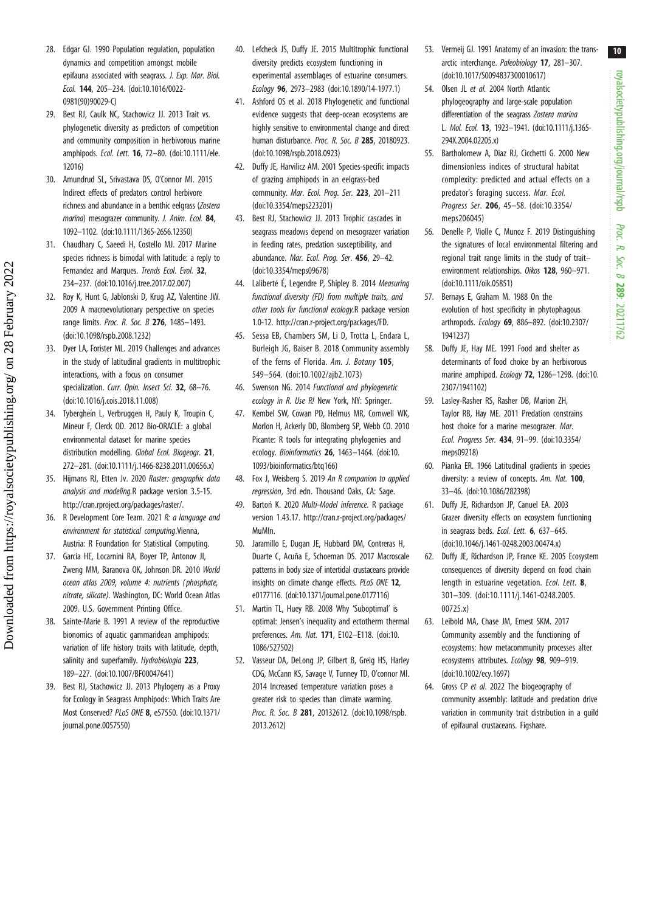28. Edgar GJ. 1990 Population regulation, population dynamics and competition amongst mobile epifauna associated with seagrass. *J. Exp. Mar. Biol. Ecol.* **144**, 205–234. (doi:10.1016/0022-0981(90)90029-C)
29. Best RJ, Caulk NC, Stachowicz JJ. 2013 Trait vs. phylogenetic diversity as predictors of competition and community composition in herbivorous marine amphipods. *Ecol. Lett.* **16**, 72–80. (doi:10.1111/ele.12016)
30. Amundrud SL, Srivastava DS, O'Connor MI. 2015 Indirect effects of predators control herbivore richness and abundance in a benthic eelgrass (*Zostera marina*) mesograzer community. *J. Anim. Ecol.* **84**, 1092–1102. (doi:10.1111/1365-2656.12350)
31. Chaudhary C, Saeedi H, Costello MJ. 2017 Marine species richness is bimodal with latitude: a reply to Fernandez and Marques. *Trends Ecol. Evol.* **32**, 234–237. (doi:10.1016/j.tree.2017.02.007)
32. Roy K, Hunt G, Jablonski D, Krug AZ, Valentine JW. 2009 A macroevolutionary perspective on species range limits. *Proc. R. Soc. B* **276**, 1485–1493. (doi:10.1098/rspb.2008.1232)
33. Dyer LA, Forister ML. 2019 Challenges and advances in the study of latitudinal gradients in multitrophic interactions, with a focus on consumer specialization. *Curr. Opin. Insect Sci.* **32**, 68–76. (doi:10.1016/j.cois.2018.11.008)
34. Tyberghein L, Verbruggen H, Pauly K, Troupin C, Mineur F, Clerck OD. 2012 Bio-ORACLE: a global environmental dataset for marine species distribution modelling. *Global Ecol. Biogeogr.* **21**, 272–281. (doi:10.1111/j.1466-8238.2011.00656.x)
35. Hijmans RJ, Etten Jv. 2020 *Raster: geographic data analysis and modeling*.R package version 3.5-15. http://cran.rproject.org/packages/raster/.
36. R Development Core Team. 2021 *R: a language and environment for statistical computing*.Vienna, Austria: R Foundation for Statistical Computing.
37. Garcia HE, Locarnini RA, Boyer TP, Antonov JI, Zweng MM, Baranova OK, Johnson DR. 2010 *World ocean atlas 2009, volume 4: nutrients (phosphate, nitrate, silicate)*. Washington, DC: World Ocean Atlas 2009. U.S. Government Printing Office.
38. Sainte-Marie B. 1991 A review of the reproductive bionomics of aquatic gammaridean amphipods: variation of life history traits with latitude, depth, salinity and superfamily. *Hydrobiologia* **223**, 189–227. (doi:10.1007/BF00047641)
39. Best RJ, Stachowicz JJ. 2013 Phylogeny as a Proxy for Ecology in Seagrass Amphipods: Which Traits Are Most Conserved? *PLoS ONE* **8**, e57550. (doi:10.1371/journal.pone.0057550)
40. Lefcheck JS, Duffy JE. 2015 Multitrophic functional diversity predicts ecosystem functioning in experimental assemblages of estuarine consumers. *Ecology* **96**, 2973–2983 (doi:10.1890/14-1977.1)
41. Ashford OS et al. 2018 Phylogenetic and functional evidence suggests that deep-ocean ecosystems are highly sensitive to environmental change and direct human disturbance. *Proc. R. Soc. B* **285**, 20180923. (doi:10.1098/rspb.2018.0923)
42. Duffy JE, Harvilicz AM. 2001 Species-specific impacts of grazing amphipods in an eelgrass-bed community. *Mar. Ecol. Prog. Ser.* **223**, 201–211 (doi:10.3354/meps223201)
43. Best RJ, Stachowicz JJ. 2013 Trophic cascades in seagrass meadows depend on mesograzer variation in feeding rates, predation susceptibility, and abundance. *Mar. Ecol. Prog. Ser.* **456**, 29–42. (doi:10.3354/meps09678)
44. Laliberté É, Legendre P, Shipley B. 2014 *Measuring functional diversity (FD) from multiple traits, and other tools for functional ecology*.R package version 1.0-12. http://cran.r-project.org/packages/FD.
45. Sessa EB, Chambers SM, Li D, Trotta L, Endara L, Burleigh JG, Baiser B. 2018 Community assembly of the ferns of Florida. *Am. J. Botany* **105**, 549–564. (doi:10.1002/ajb2.1073)
46. Swenson NG. 2014 *Functional and phylogenetic ecology in R. Use R!* New York, NY: Springer.
47. Kembel SW, Cowan PD, Helmus MR, Cornwell WK, Morlon H, Ackerly DD, Blomberg SP, Webb CO. 2010 Picante: R tools for integrating phylogenies and ecology. *Bioinformatics* **26**, 1463–1464. (doi:10.1093/bioinformatics/btq166)
48. Fox J, Weisberg S. 2019 *An R companion to applied regression*, 3rd edn. Thousand Oaks, CA: Sage.
49. Bartoń K. 2020 *Multi-Model inference*. R package version 1.43.17. http://cran.r-project.org/packages/MuMIn.
50. Jaramillo E, Dugan JE, Hubbard DM, Contreras H, Duarte C, Acuña E, Schoeman DS. 2017 Macroscale patterns in body size of intertidal crustaceans provide insights on climate change effects. *PLoS ONE* **12**, e0177116. (doi:10.1371/journal.pone.0177116)
51. Martin TL, Huey RB. 2008 Why 'Suboptimal' is optimal: Jensen's inequality and ectotherm thermal preferences. *Am. Nat.* **171**, E102–E118. (doi:10.1086/527502)
52. Vasseur DA, DeLong JP, Gilbert B, Greig HS, Harley CDG, McCann KS, Savage V, Tunney TD, O'connor MI. 2014 Increased temperature variation poses a greater risk to species than climate warming. *Proc. R. Soc. B* **281**, 20132612. (doi:10.1098/rspb.2013.2612)
53. Vermeij GJ. 1991 Anatomy of an invasion: the trans-arctic interchange. *Paleobiology* **17**, 281–307. (doi:10.1017/S0094837300010617)
54. Olsen JL *et al.* 2004 North Atlantic phylogeography and large-scale population differentiation of the seagrass *Zostera marina* L. *Mol. Ecol.* **13**, 1923–1941. (doi:10.1111/j.1365-294X.2004.02205.x)
55. Bartholomew A, Diaz RJ, Cicchetti G. 2000 New dimensionless indices of structural habitat complexity: predicted and actual effects on a predator's foraging success. *Mar. Ecol. Progress Ser.* **206**, 45–58. (doi:10.3354/meps206045)
56. Denelle P, Violle C, Munoz F. 2019 Distinguishing the signatures of local environmental filtering and regional trait range limits in the study of trait–environment relationships. *Oikos* **128**, 960–971. (doi:10.1111/oik.05851)
57. Bernays E, Graham M. 1988 On the evolution of host specificity in phytophagous arthropods. *Ecology* **69**, 886–892. (doi:10.2307/1941237)
58. Duffy JE, Hay ME. 1991 Food and shelter as determinants of food choice by an herbivorous marine amphipod. *Ecology* **72**, 1286–1298. (doi:10.2307/1941102)
59. Lasley-Rasher RS, Rasher DB, Marion ZH, Taylor RB, Hay ME. 2011 Predation constrains host choice for a marine mesograzer. *Mar. Ecol. Progress Ser.* **434**, 91–99. (doi:10.3354/meps09218)
60. Pianka ER. 1966 Latitudinal gradients in species diversity: a review of concepts. *Am. Nat.* **100**, 33–46. (doi:10.1086/282398)
61. Duffy JE, Richardson JP, Canuel EA. 2003 Grazer diversity effects on ecosystem functioning in seagrass beds. *Ecol. Lett.* **6**, 637–645. (doi:10.1046/j.1461-0248.2003.00474.x)
62. Duffy JE, Richardson JP, France KE. 2005 Ecosystem consequences of diversity depend on food chain length in estuarine vegetation. *Ecol. Lett.* **8**, 301–309. (doi:10.1111/j.1461-0248.2005.00725.x)
63. Leibold MA, Chase JM, Ernest SKM. 2017 Community assembly and the functioning of ecosystems: how metacommunity processes alter ecosystems attributes. *Ecology* **98**, 909–919. (doi:10.1002/ecy.1697)
64. Gross CP *et al.* 2022 The biogeography of community assembly: latitude and predation drive variation in community trait distribution in a guild of epifaunal crustaceans. Figshare.